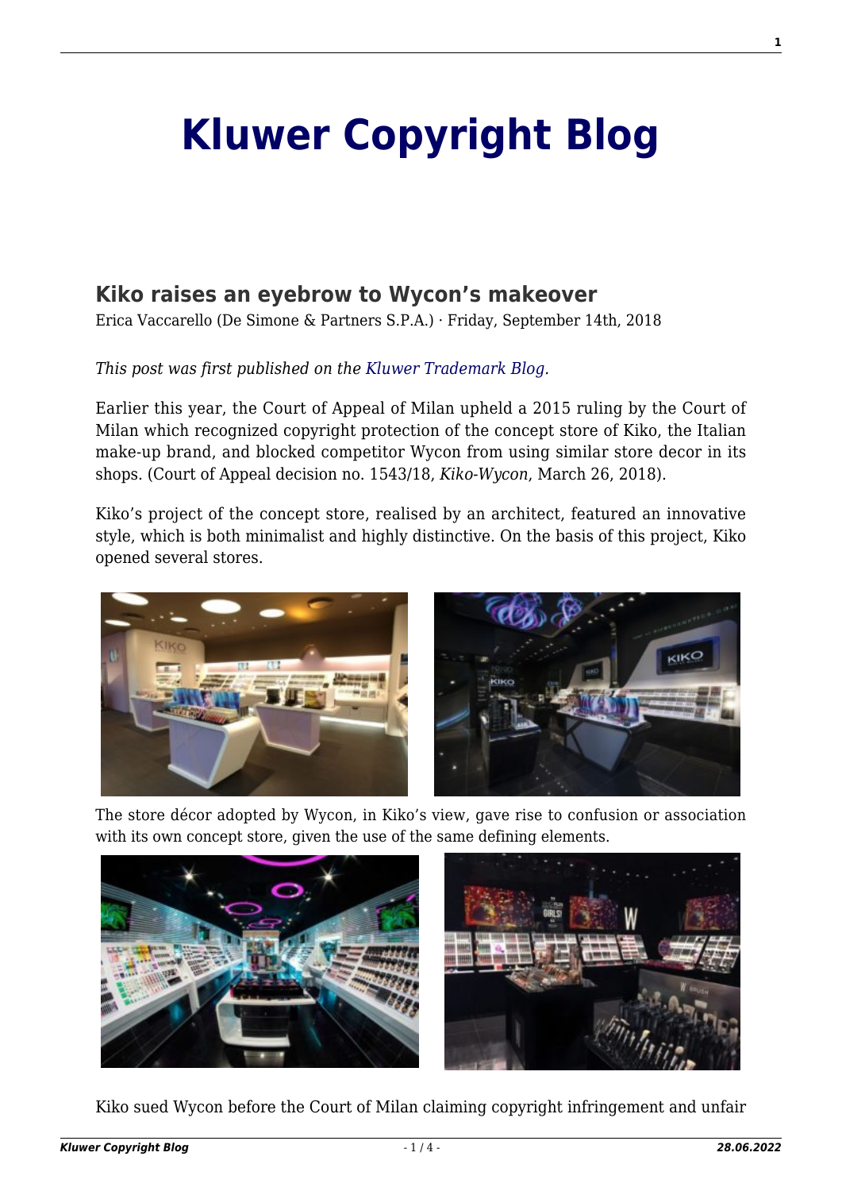# Kluwer Copyright Blog

## Kiko raises an eyebrow to Wycon's makeover

Erica Vaccarello (De Simone & Partners S.P.A.) · Friday, September 14th, 2018

*This post was first published on the Kluwer Trademark Blog.*

Earlier this year, the Court of Appeal of Milan upheld a 2015 ruling by the Court of Milan which recognized copyright protection of the concept store of Kiko, the Italian make-up brand, and blocked competitor Wycon from using similar store decor in its shops. (Court of Appeal decision no. 1543/18, *Kiko-Wycon*, March 26, 2018).

Kiko's project of the concept store, realised by an architect, featured an innovative style, which is both minimalist and highly distinctive. On the basis of this project, Kiko opened several stores.

The store décor adopted by Wycon, in Kiko's view, gave rise to confusion or association with its own concept store, given the use of the same defining elements.

Kiko sued Wycon before the Court of Milan claiming copyright infringement and unfair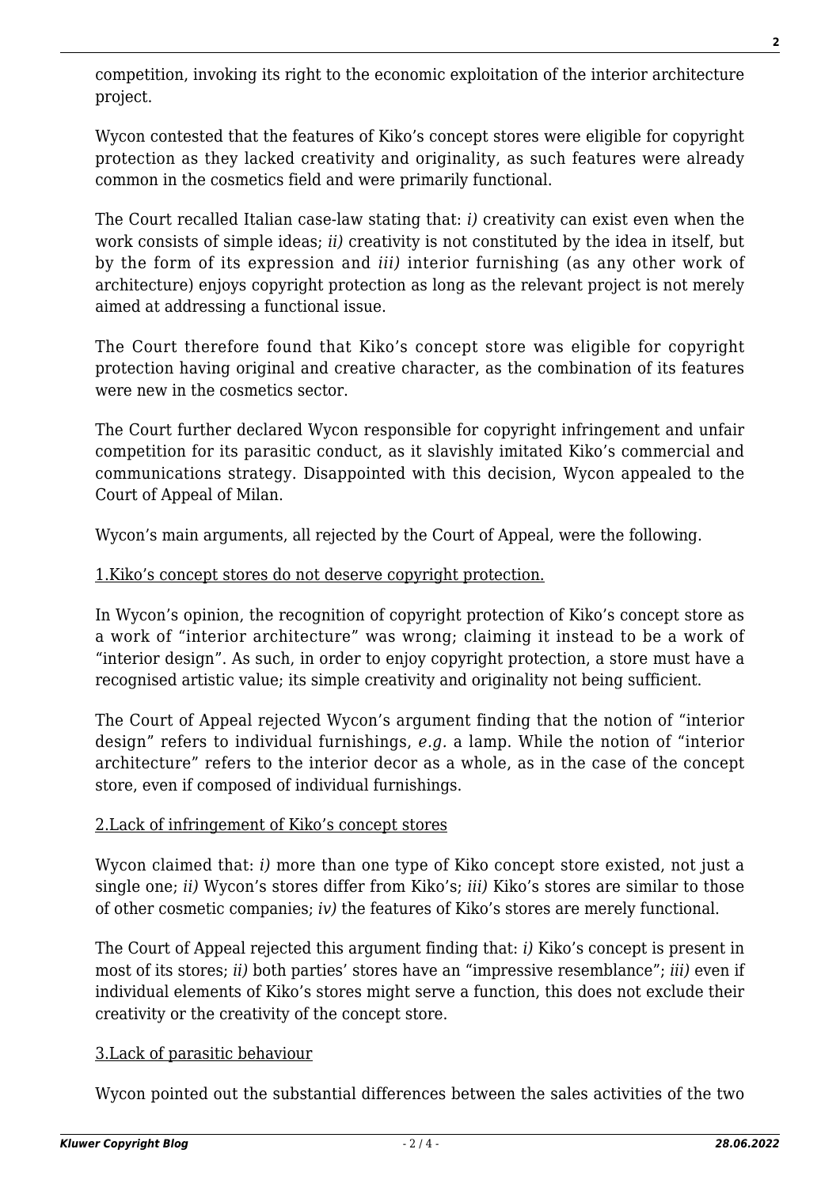competition, invoking its right to the economic exploitation of the interior architecture project.

Wycon contested that the features of Kiko's concept stores were eligible for copyright protection as they lacked creativity and originality, as such features were already common in the cosmetics field and were primarily functional.

The Court recalled Italian case-law stating that: *i)* creativity can exist even when the work consists of simple ideas; *ii)* creativity is not constituted by the idea in itself, but by the form of its expression and *iii)* interior furnishing (as any other work of architecture) enjoys copyright protection as long as the relevant project is not merely aimed at addressing a functional issue.

The Court therefore found that Kiko's concept store was eligible for copyright protection having original and creative character, as the combination of its features were new in the cosmetics sector.

The Court further declared Wycon responsible for copyright infringement and unfair competition for its parasitic conduct, as it slavishly imitated Kiko's commercial and communications strategy. Disappointed with this decision, Wycon appealed to the Court of Appeal of Milan.

Wycon's main arguments, all rejected by the Court of Appeal, were the following.

1.Kiko's concept stores do not deserve copyright protection.

In Wycon's opinion, the recognition of copyright protection of Kiko's concept store as a work of "interior architecture" was wrong; claiming it instead to be a work of "interior design". As such, in order to enjoy copyright protection, a store must have a recognised artistic value; its simple creativity and originality not being sufficient.

The Court of Appeal rejected Wycon's argument finding that the notion of "interior design" refers to individual furnishings, *e.g.* a lamp. While the notion of "interior architecture" refers to the interior decor as a whole, as in the case of the concept store, even if composed of individual furnishings.

2.Lack of infringement of Kiko's concept stores

Wycon claimed that: *i)* more than one type of Kiko concept store existed, not just a single one; *ii)* Wycon's stores differ from Kiko's; *iii)* Kiko's stores are similar to those of other cosmetic companies; *iv)* the features of Kiko's stores are merely functional.

The Court of Appeal rejected this argument finding that: *i)* Kiko's concept is present in most of its stores; *ii)* both parties' stores have an "impressive resemblance"; *iii)* even if individual elements of Kiko's stores might serve a function, this does not exclude their creativity or the creativity of the concept store.

3.Lack of parasitic behaviour

Wycon pointed out the substantial differences between the sales activities of the two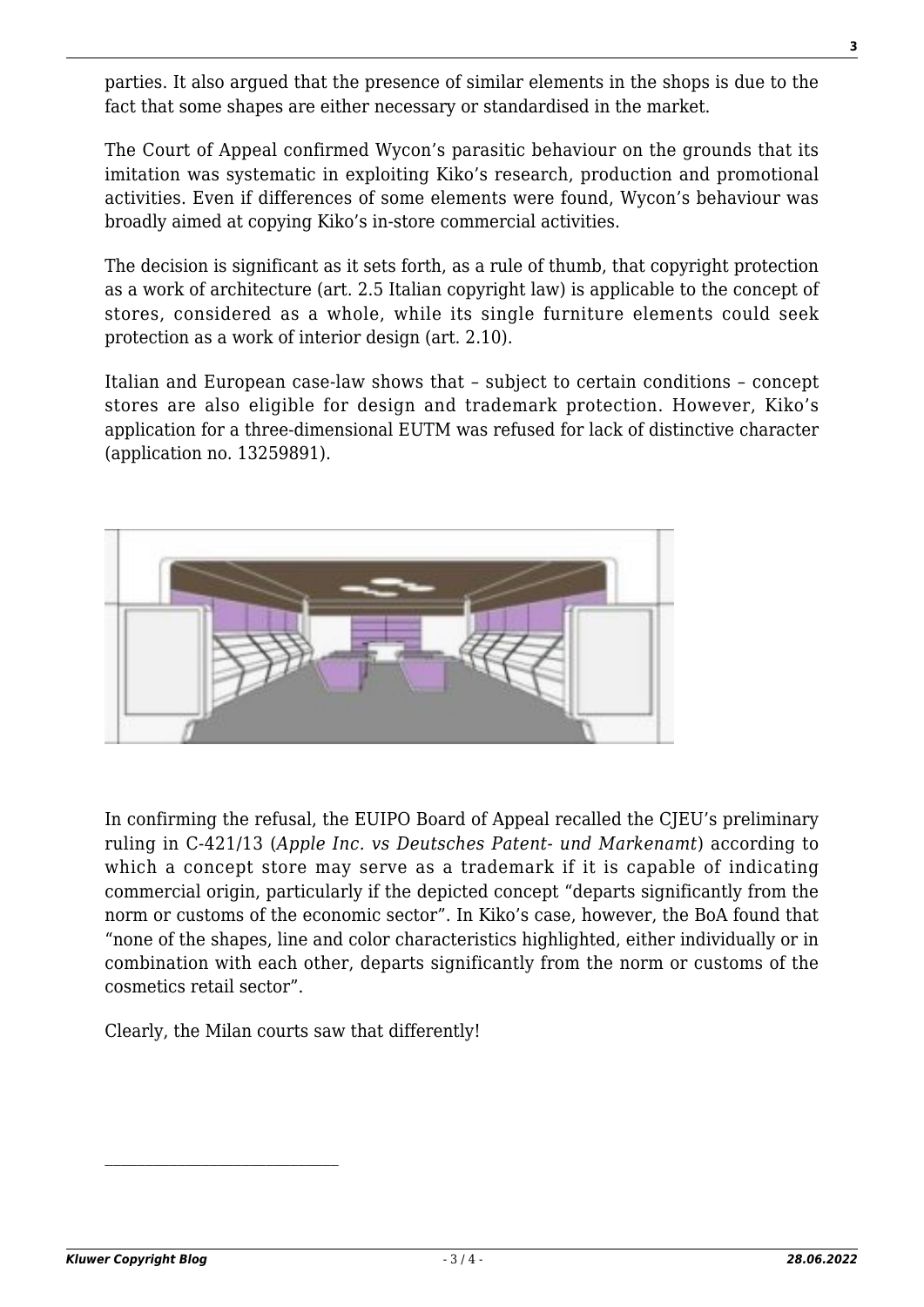parties. It also argued that the presence of similar elements in the shops is due to the fact that some shapes are either necessary or standardised in the market.

The Court of Appeal confirmed Wycon's parasitic behaviour on the grounds that its imitation was systematic in exploiting Kiko's research, production and promotional activities. Even if differences of some elements were found, Wycon's behaviour was broadly aimed at copying Kiko's in-store commercial activities.

The decision is significant as it sets forth, as a rule of thumb, that copyright protection as a work of architecture (art. 2.5 Italian copyright law) is applicable to the concept of stores, considered as a whole, while its single furniture elements could seek protection as a work of interior design (art. 2.10).

Italian and European case-law shows that – subject to certain conditions – concept stores are also eligible for design and trademark protection. However, Kiko's application for a three-dimensional EUTM was refused for lack of distinctive character (application no. 13259891).

In confirming the refusal, the EUIPO Board of Appeal recalled the CJEU's preliminary ruling in C-421/13 (*Apple Inc. vs Deutsches Patent- und Markenamt*) according to which a concept store may serve as a trademark if it is capable of indicating commercial origin, particularly if the depicted concept "departs significantly from the norm or customs of the economic sector". In Kiko's case, however, the BoA found that "none of the shapes, line and color characteristics highlighted, either individually or in combination with each other, departs significantly from the norm or customs of the cosmetics retail sector".

Clearly, the Milan courts saw that differently!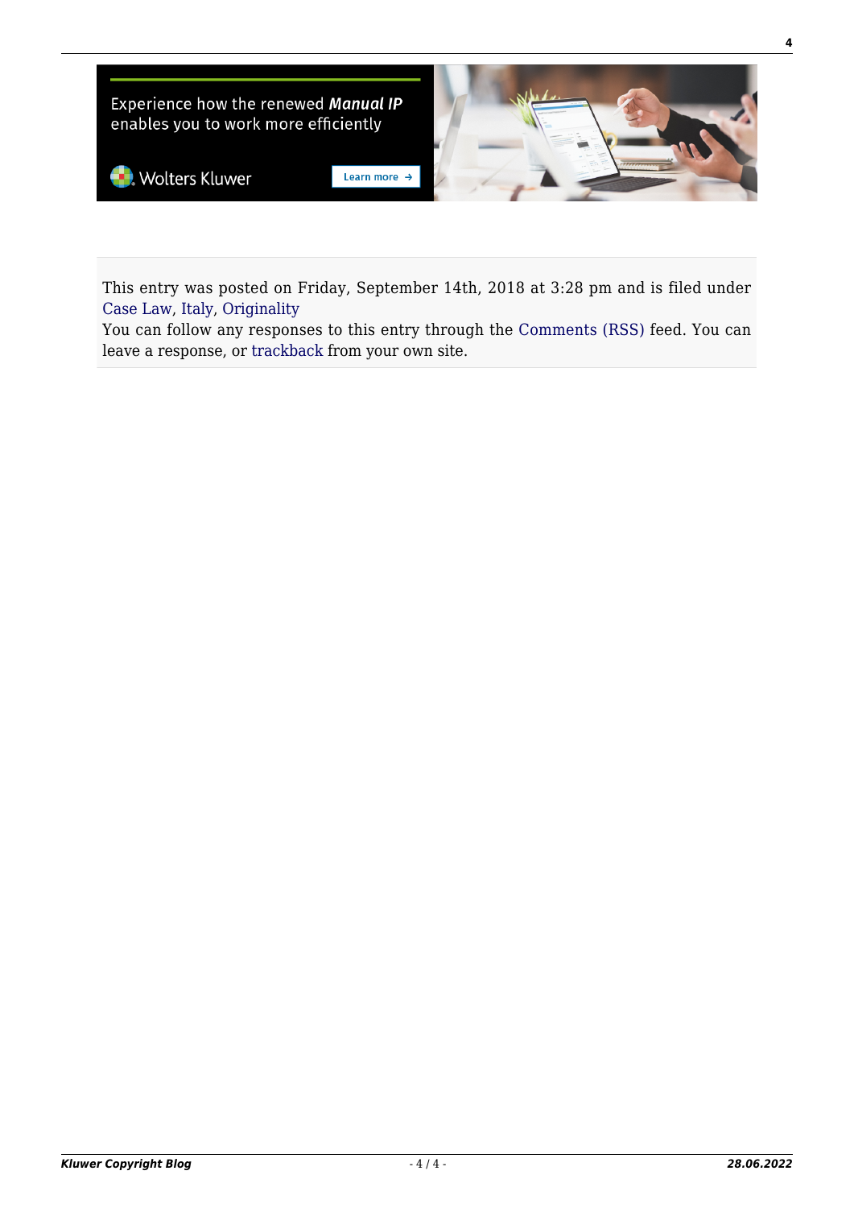This entry was posted on Friday, September 14th, 2018 at 3:28 pm and is filed under Case Law, Italy, Originality
You can follow any responses to this entry through the Comments (RSS) feed. You can leave a response, or trackback from your own site.